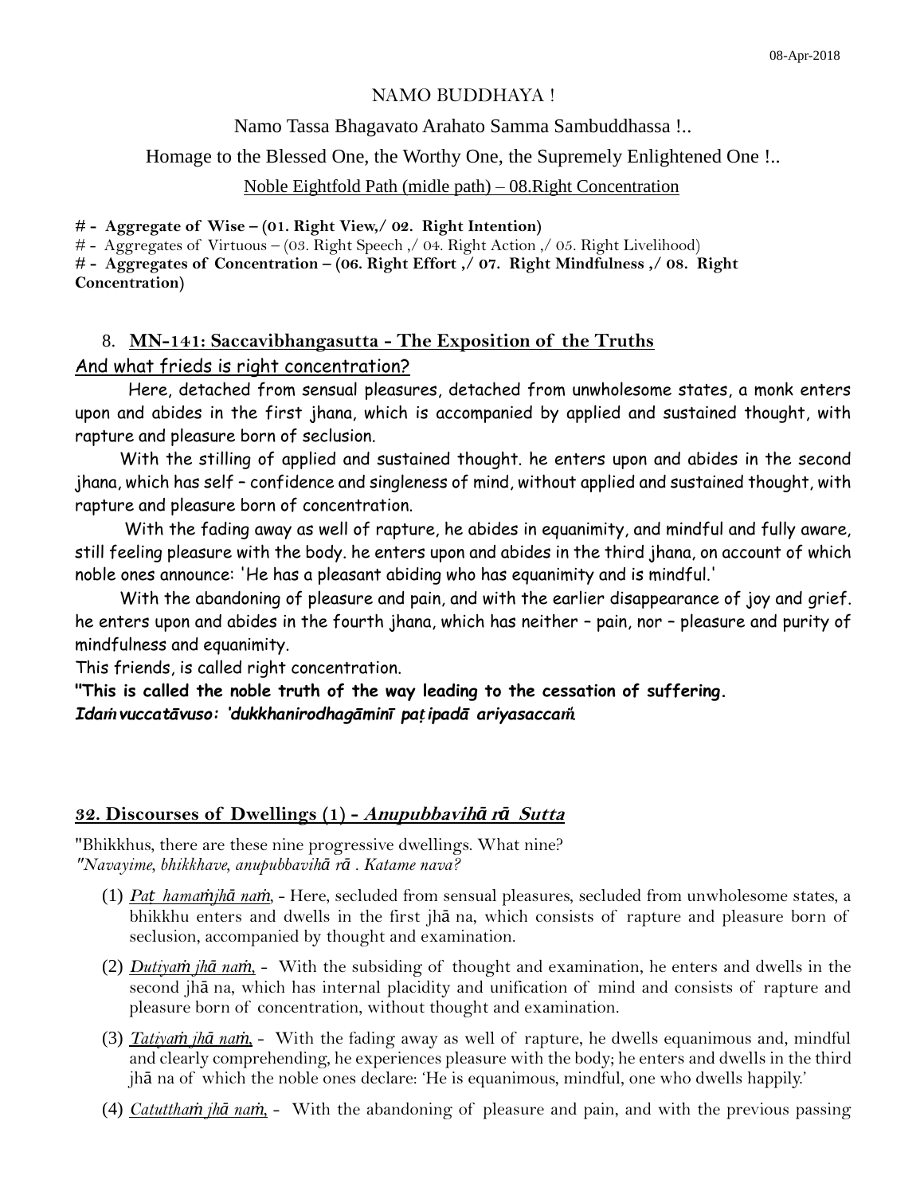08-Apr-2018

NAMO BUDDHAYA !

Namo Tassa Bhagavato Arahato Samma Sambuddhassa !..

Homage to the Blessed One, the Worthy One, the Supremely Enlightened One !..

Noble Eightfold Path (midle path) – 08.Right Concentration

# - **Aggregate of Wise – (01. Right View,/ 02. Right Intention)**

# - Aggregates of Virtuous – (03. Right Speech ,/ 04. Right Action ,/ 05. Right Livelihood)

# - **Aggregates of Concentration – (06. Right Effort ,/ 07. Right Mindfulness ,/ 08. Right Concentration)**

## 8. MN-141: Saccavibhangasutta - The Exposition of the Truths

And what frieds is right concentration?

Here, detached from sensual pleasures, detached from unwholesome states, a monk enters upon and abides in the first jhana, which is accompanied by applied and sustained thought, with rapture and pleasure born of seclusion.

With the stilling of applied and sustained thought. he enters upon and abides in the second jhana, which has self – confidence and singleness of mind, without applied and sustained thought, with rapture and pleasure born of concentration.

With the fading away as well of rapture, he abides in equanimity, and mindful and fully aware, still feeling pleasure with the body. he enters upon and abides in the third jhana, on account of which noble ones announce: 'He has a pleasant abiding who has equanimity and is mindful.'

With the abandoning of pleasure and pain, and with the earlier disappearance of joy and grief. he enters upon and abides in the fourth jhana, which has neither – pain, nor – pleasure and purity of mindfulness and equanimity.

This friends, is called right concentration.

**"This is called the noble truth of the way leading to the cessation of suffering.**
***Idaṁvuccatāvuso: 'dukkhanirodhagāminī paṭipadā ariyasaccaṁ.***

## 32. Discourses of Dwellings (1) - *Anupubbavihā rā Sutta*

"Bhikkhus, there are these nine progressive dwellings. What nine?
*"Navayime, bhikkhave, anupubbavihā rā . Katame nava?*

(1) *Paṭ hamaṁjhā naṁ*, - Here, secluded from sensual pleasures, secluded from unwholesome states, a bhikkhu enters and dwells in the first jhā na, which consists of rapture and pleasure born of seclusion, accompanied by thought and examination.

(2) *Dutiyaṁ jhā naṁ*, - With the subsiding of thought and examination, he enters and dwells in the second jhā na, which has internal placidity and unification of mind and consists of rapture and pleasure born of concentration, without thought and examination.

(3) *Tatiyaṁ jhā naṁ*, - With the fading away as well of rapture, he dwells equanimous and, mindful and clearly comprehending, he experiences pleasure with the body; he enters and dwells in the third jhā na of which the noble ones declare: 'He is equanimous, mindful, one who dwells happily.'

(4) *Catutthaṁ jhā naṁ*, - With the abandoning of pleasure and pain, and with the previous passing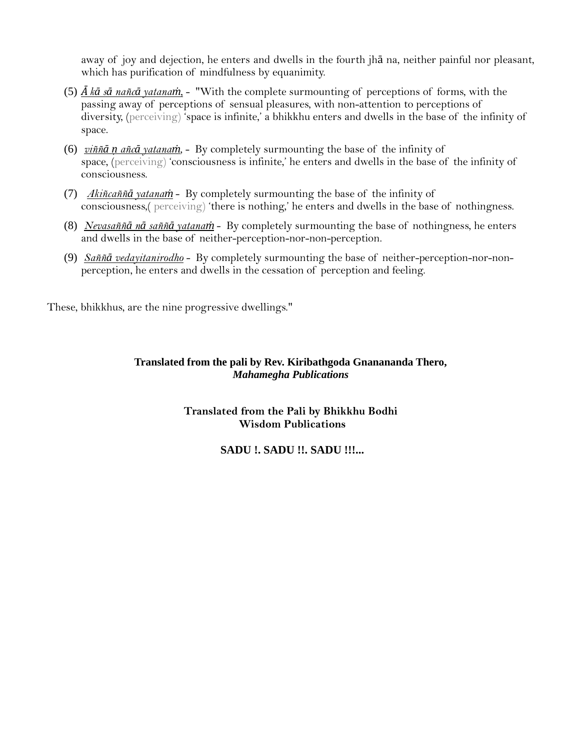away of joy and dejection, he enters and dwells in the fourth jhā na, neither painful nor pleasant, which has purification of mindfulness by equanimity.

(5) *Ā kā sā nañcā yatanaṁ*, - "With the complete surmounting of perceptions of forms, with the passing away of perceptions of sensual pleasures, with non-attention to perceptions of diversity, (perceiving) 'space is infinite,' a bhikkhu enters and dwells in the base of the infinity of space.

(6) *viññā ṇ añcā yatanaṁ*, - By completely surmounting the base of the infinity of space, (perceiving) 'consciousness is infinite,' he enters and dwells in the base of the infinity of consciousness.

(7) *Akiñcaññā yatanaṁ* - By completely surmounting the base of the infinity of consciousness,( perceiving) 'there is nothing,' he enters and dwells in the base of nothingness.

(8) *Nevasaññā nā saññā yatanaṁ* - By completely surmounting the base of nothingness, he enters and dwells in the base of neither-perception-nor-non-perception.

(9) *Saññā vedayitanirodho* - By completely surmounting the base of neither-perception-nor-non-perception, he enters and dwells in the cessation of perception and feeling.

These, bhikkhus, are the nine progressive dwellings."

**Translated from the pali by Rev. Kiribathgoda Gnanananda Thero,**
***Mahamegha Publications***

**Translated from the Pali by Bhikkhu Bodhi**
**Wisdom Publications**

**SADU !. SADU !!. SADU !!!...**